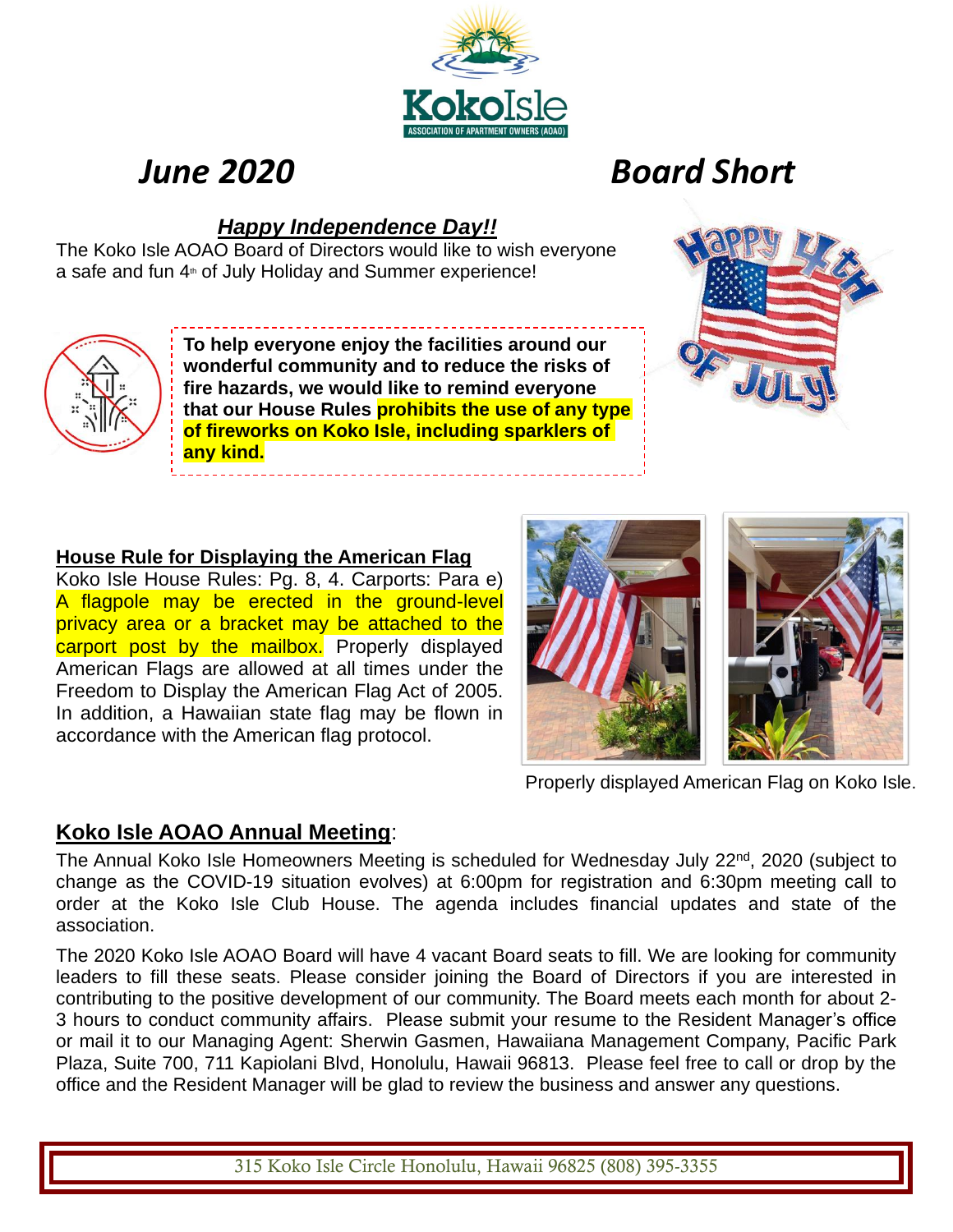# June 2020 Board Short

## *Happy Independence Day!!*

The Koko Isle AOAO Board of Directors would like to wish everyone a safe and fun 4th of July Holiday and Summer experience!

**To help everyone enjoy the facilities around our wonderful community and to reduce the risks of fire hazards, we would like to remind everyone that our House Rules prohibits the use of any type of fireworks on Koko Isle, including sparklers of any kind.**

## House Rule for Displaying the American Flag

Koko Isle House Rules: Pg. 8, 4. Carports: Para e) A flagpole may be erected in the ground-level privacy area or a bracket may be attached to the carport post by the mailbox. Properly displayed American Flags are allowed at all times under the Freedom to Display the American Flag Act of 2005. In addition, a Hawaiian state flag may be flown in accordance with the American flag protocol.

Properly displayed American Flag on Koko Isle.

## Koko Isle AOAO Annual Meeting:

The Annual Koko Isle Homeowners Meeting is scheduled for Wednesday July 22nd, 2020 (subject to change as the COVID-19 situation evolves) at 6:00pm for registration and 6:30pm meeting call to order at the Koko Isle Club House. The agenda includes financial updates and state of the association.

The 2020 Koko Isle AOAO Board will have 4 vacant Board seats to fill. We are looking for community leaders to fill these seats. Please consider joining the Board of Directors if you are interested in contributing to the positive development of our community. The Board meets each month for about 2-3 hours to conduct community affairs. Please submit your resume to the Resident Manager's office or mail it to our Managing Agent: Sherwin Gasmen, Hawaiiana Management Company, Pacific Park Plaza, Suite 700, 711 Kapiolani Blvd, Honolulu, Hawaii 96813. Please feel free to call or drop by the office and the Resident Manager will be glad to review the business and answer any questions.

315 Koko Isle Circle Honolulu, Hawaii 96825 (808) 395-3355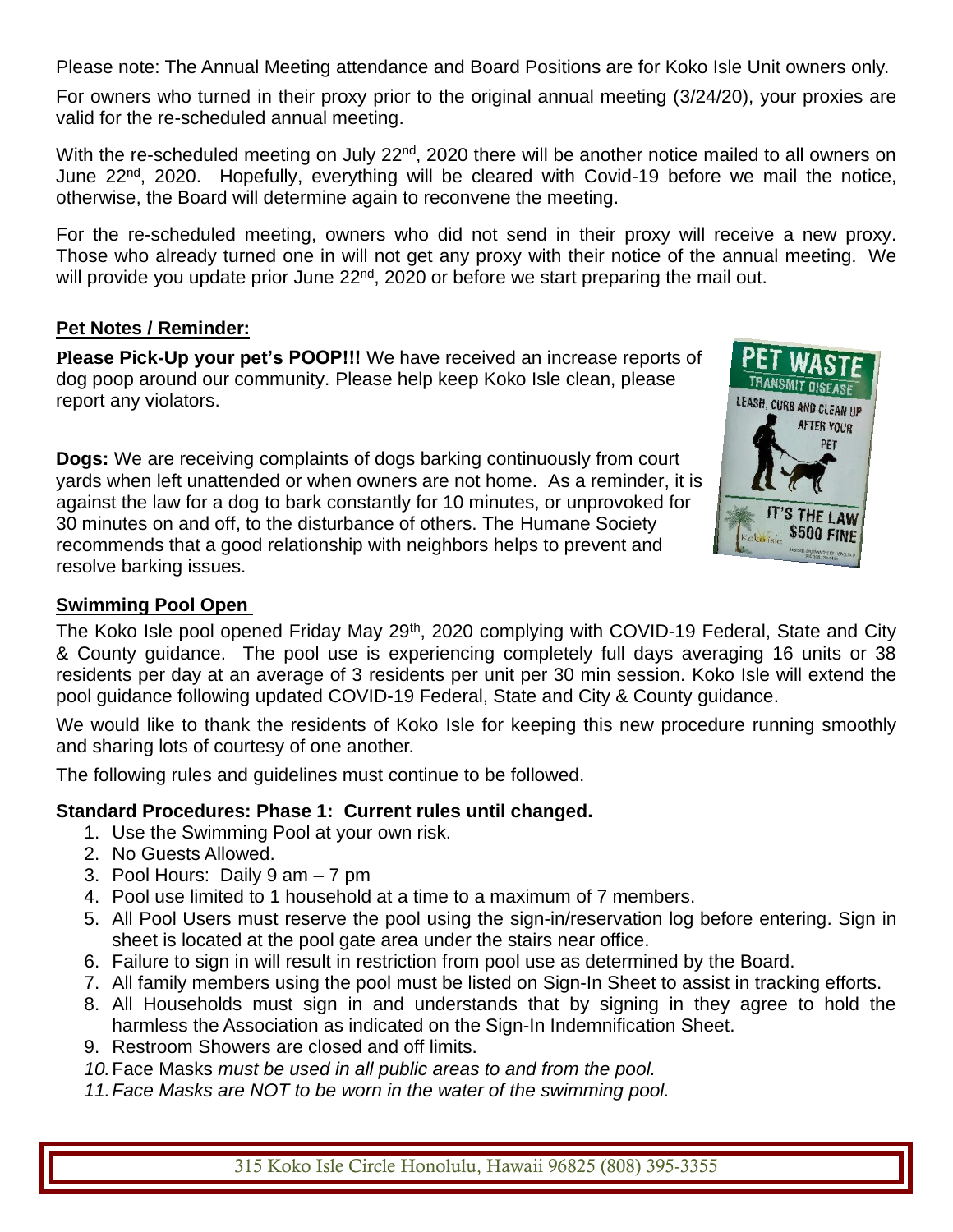Please note: The Annual Meeting attendance and Board Positions are for Koko Isle Unit owners only.

For owners who turned in their proxy prior to the original annual meeting (3/24/20), your proxies are valid for the re-scheduled annual meeting.

With the re-scheduled meeting on July 22nd, 2020 there will be another notice mailed to all owners on June 22nd, 2020. Hopefully, everything will be cleared with Covid-19 before we mail the notice, otherwise, the Board will determine again to reconvene the meeting.

For the re-scheduled meeting, owners who did not send in their proxy will receive a new proxy. Those who already turned one in will not get any proxy with their notice of the annual meeting. We will provide you update prior June 22nd, 2020 or before we start preparing the mail out.

## Pet Notes / Reminder:

**Please Pick-Up your pet's POOP!!!** We have received an increase reports of dog poop around our community. Please help keep Koko Isle clean, please report any violators.

**Dogs:** We are receiving complaints of dogs barking continuously from court yards when left unattended or when owners are not home. As a reminder, it is against the law for a dog to bark constantly for 10 minutes, or unprovoked for 30 minutes on and off, to the disturbance of others. The Humane Society recommends that a good relationship with neighbors helps to prevent and resolve barking issues.

## Swimming Pool Open

The Koko Isle pool opened Friday May 29th, 2020 complying with COVID-19 Federal, State and City & County guidance. The pool use is experiencing completely full days averaging 16 units or 38 residents per day at an average of 3 residents per unit per 30 min session. Koko Isle will extend the pool guidance following updated COVID-19 Federal, State and City & County guidance.

We would like to thank the residents of Koko Isle for keeping this new procedure running smoothly and sharing lots of courtesy of one another.

The following rules and guidelines must continue to be followed.

**Standard Procedures: Phase 1: Current rules until changed.**

1. Use the Swimming Pool at your own risk.
2. No Guests Allowed.
3. Pool Hours: Daily 9 am – 7 pm
4. Pool use limited to 1 household at a time to a maximum of 7 members.
5. All Pool Users must reserve the pool using the sign-in/reservation log before entering. Sign in sheet is located at the pool gate area under the stairs near office.
6. Failure to sign in will result in restriction from pool use as determined by the Board.
7. All family members using the pool must be listed on Sign-In Sheet to assist in tracking efforts.
8. All Households must sign in and understands that by signing in they agree to hold the harmless the Association as indicated on the Sign-In Indemnification Sheet.
9. Restroom Showers are closed and off limits.
10. Face Masks *must be used in all public areas to and from the pool.*
11. *Face Masks are NOT to be worn in the water of the swimming pool.*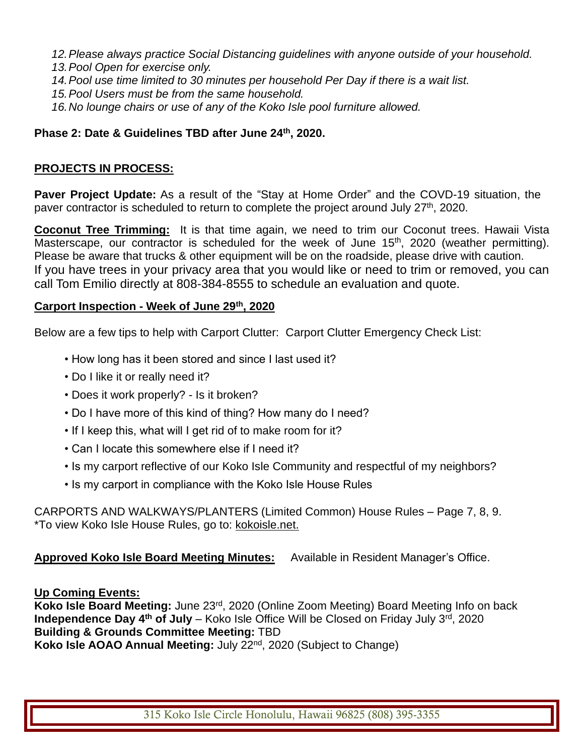12. *Please always practice Social Distancing guidelines with anyone outside of your household.*
13. *Pool Open for exercise only.*
14. *Pool use time limited to 30 minutes per household Per Day if there is a wait list.*
15. *Pool Users must be from the same household.*
16. *No lounge chairs or use of any of the Koko Isle pool furniture allowed.*

**Phase 2: Date & Guidelines TBD after June 24th, 2020.**

**PROJECTS IN PROCESS:**

**Paver Project Update:** As a result of the "Stay at Home Order" and the COVD-19 situation, the paver contractor is scheduled to return to complete the project around July 27th, 2020.

**Coconut Tree Trimming:** It is that time again, we need to trim our Coconut trees. Hawaii Vista Masterscape, our contractor is scheduled for the week of June 15th, 2020 (weather permitting). Please be aware that trucks & other equipment will be on the roadside, please drive with caution.
If you have trees in your privacy area that you would like or need to trim or removed, you can call Tom Emilio directly at 808-384-8555 to schedule an evaluation and quote.

**Carport Inspection - Week of June 29th, 2020**

Below are a few tips to help with Carport Clutter: Carport Clutter Emergency Check List:

- How long has it been stored and since I last used it?
- Do I like it or really need it?
- Does it work properly? - Is it broken?
- Do I have more of this kind of thing? How many do I need?
- If I keep this, what will I get rid of to make room for it?
- Can I locate this somewhere else if I need it?
- Is my carport reflective of our Koko Isle Community and respectful of my neighbors?
- Is my carport in compliance with the Koko Isle House Rules

CARPORTS AND WALKWAYS/PLANTERS (Limited Common) House Rules – Page 7, 8, 9.
*To view Koko Isle House Rules, go to: kokoisle.net.

**Approved Koko Isle Board Meeting Minutes:** Available in Resident Manager's Office.

**Up Coming Events:**
**Koko Isle Board Meeting:** June 23rd, 2020 (Online Zoom Meeting) Board Meeting Info on back
**Independence Day 4th of July** – Koko Isle Office Will be Closed on Friday July 3rd, 2020
**Building & Grounds Committee Meeting:** TBD
**Koko Isle AOAO Annual Meeting:** July 22nd, 2020 (Subject to Change)

315 Koko Isle Circle Honolulu, Hawaii 96825 (808) 395-3355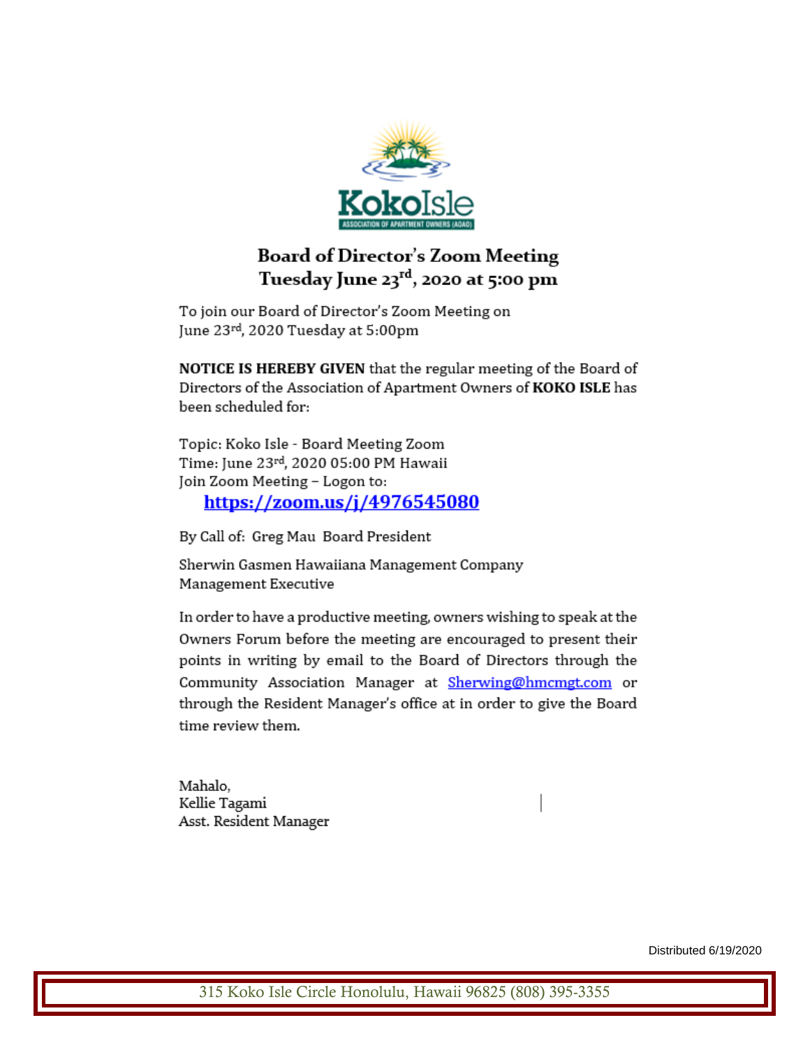KokoIsle

ASSOCIATION OF APARTMENT OWNERS (AOAO)

## Board of Director's Zoom Meeting
## Tuesday June 23rd, 2020 at 5:00 pm

To join our Board of Director's Zoom Meeting on
June 23rd, 2020 Tuesday at 5:00pm

**NOTICE IS HEREBY GIVEN** that the regular meeting of the Board of Directors of the Association of Apartment Owners of **KOKO ISLE** has been scheduled for:

Topic: Koko Isle - Board Meeting Zoom
Time: June 23rd, 2020 05:00 PM Hawaii
Join Zoom Meeting – Logon to:

**https://zoom.us/j/4976545080**

By Call of: Greg Mau Board President

Sherwin Gasmen Hawaiiana Management Company
Management Executive

In order to have a productive meeting, owners wishing to speak at the Owners Forum before the meeting are encouraged to present their points in writing by email to the Board of Directors through the Community Association Manager at Sherwing@hmcmgt.com or through the Resident Manager's office at in order to give the Board time review them.

Mahalo,
Kellie Tagami
Asst. Resident Manager

Distributed 6/19/2020

315 Koko Isle Circle Honolulu, Hawaii 96825 (808) 395-3355